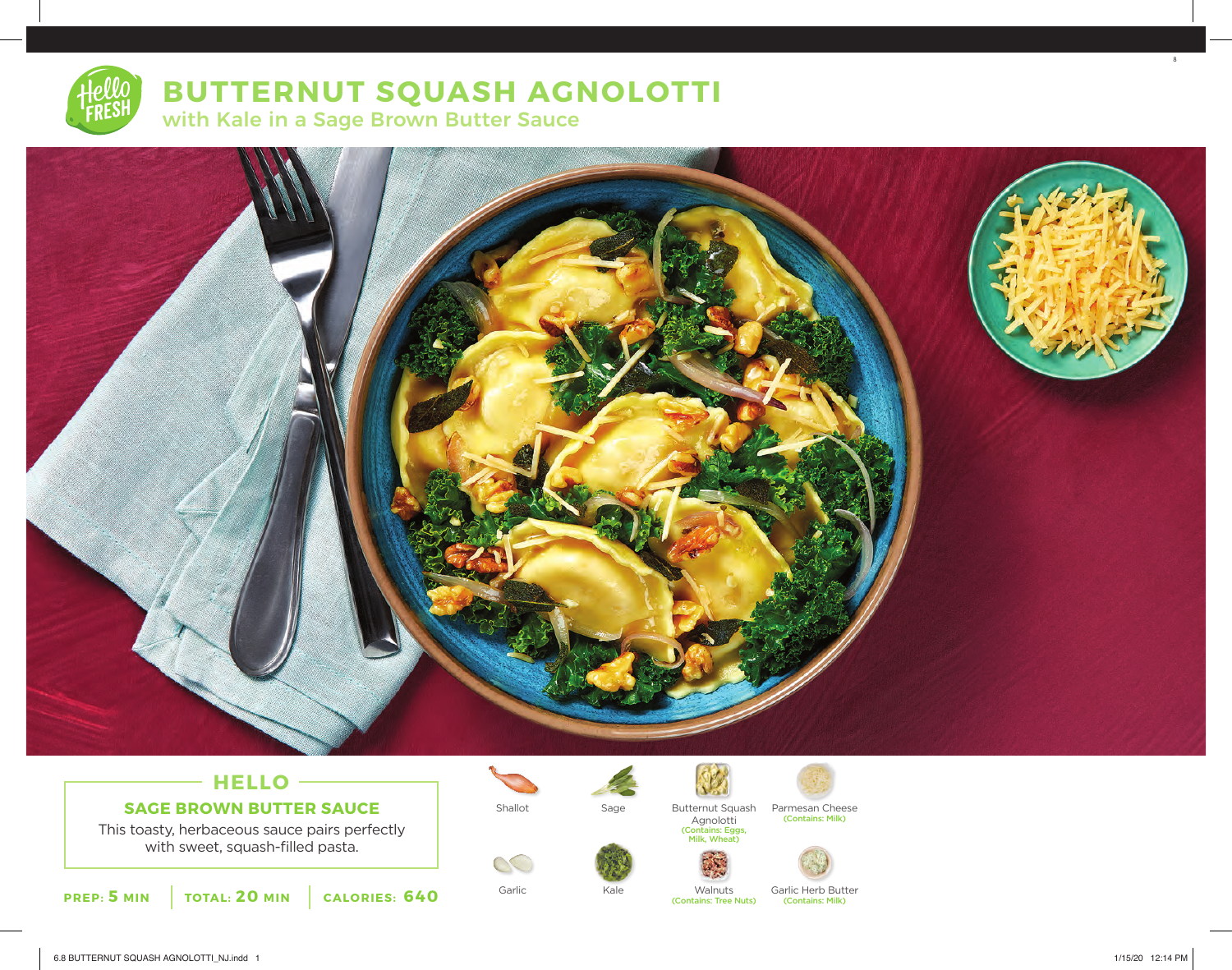# BUTTERNUT SQUASH AGNOLOTTI

## with Kale in a Sage Brown Butter Sauce

### HELLO

**SAGE BROWN BUTTER SAUCE**

This toasty, herbaceous sauce pairs perfectly with sweet, squash-filled pasta.

**PREP:** 5 MIN | **TOTAL:** 20 MIN | **CALORIES:** 640

- Shallot
- Sage
- Butter Squash Agnolotti (Contains: Eggs, Milk, Wheat)
- Parmesan Cheese (Contains: Milk)
- Garlic
- Kale
- Walnuts (Contains: Tree Nuts)
- Garlic Herb Butter (Contains: Milk)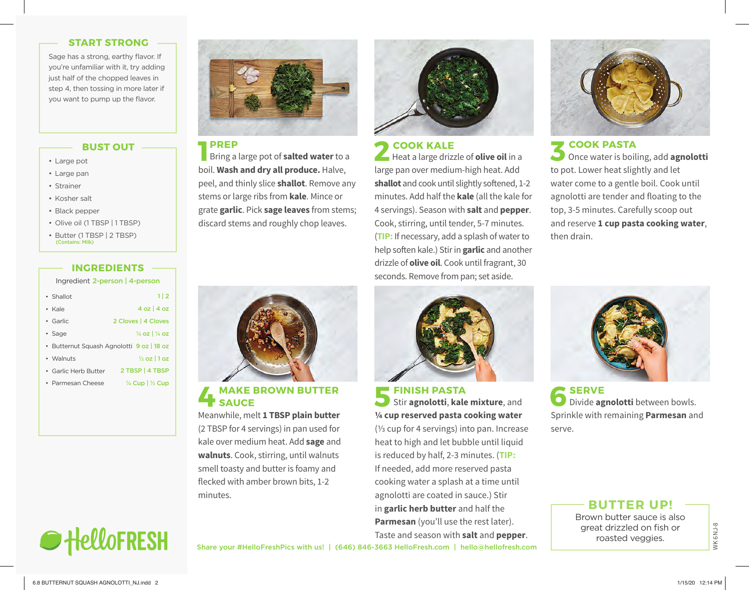## START STRONG

Sage has a strong, earthy flavor. If you're unfamiliar with it, try adding just half of the chopped leaves in step 4, then tossing in more later if you want to pump up the flavor.

## BUST OUT

- Large pot
- Large pan
- Strainer
- Kosher salt
- Black pepper
- Olive oil (1 TBSP | 1 TBSP)
- Butter (1 TBSP | 2 TBSP) (Contains: Milk)

## INGREDIENTS

| Ingredient | 2-person \| 4-person |
|---|---|
| Shallot | 1 \| 2 |
| Kale | 4 oz \| 4 oz |
| Garlic | 2 Cloves \| 4 Cloves |
| Sage | ¼ oz \| ¼ oz |
| Butternut Squash Agnolotti | 9 oz \| 18 oz |
| Walnuts | ½ oz \| 1 oz |
| Garlic Herb Butter | 2 TBSP \| 4 TBSP |
| Parmesan Cheese | ¼ Cup \| ½ Cup |

## 1 PREP

Bring a large pot of **salted water** to a boil. **Wash and dry all produce.** Halve, peel, and thinly slice **shallot**. Remove any stems or large ribs from **kale**. Mince or grate **garlic**. Pick **sage leaves** from stems; discard stems and roughly chop leaves.

## 2 COOK KALE

Heat a large drizzle of **olive oil** in a large pan over medium-high heat. Add **shallot** and cook until slightly softened, 1-2 minutes. Add half the **kale** (all the kale for 4 servings). Season with **salt** and **pepper**. Cook, stirring, until tender, 5-7 minutes. (**TIP:** If necessary, add a splash of water to help soften kale.) Stir in **garlic** and another drizzle of **olive oil**. Cook until fragrant, 30 seconds. Remove from pan; set aside.

## 3 COOK PASTA

Once water is boiling, add **agnolotti** to pot. Lower heat slightly and let water come to a gentle boil. Cook until agnolotti are tender and floating to the top, 3-5 minutes. Carefully scoop out and reserve **1 cup pasta cooking water**, then drain.

## 4 MAKE BROWN BUTTER SAUCE

Meanwhile, melt **1 TBSP plain butter** (2 TBSP for 4 servings) in pan used for kale over medium heat. Add **sage** and **walnuts**. Cook, stirring, until walnuts smell toasty and butter is foamy and flecked with amber brown bits, 1-2 minutes.

## 5 FINISH PASTA

Stir **agnolotti**, **kale mixture**, and **¼ cup reserved pasta cooking water** (⅓ cup for 4 servings) into pan. Increase heat to high and let bubble until liquid is reduced by half, 2-3 minutes. (**TIP:** If needed, add more reserved pasta cooking water a splash at a time until agnolotti are coated in sauce.) Stir in **garlic herb butter** and half the **Parmesan** (you'll use the rest later). Taste and season with **salt** and **pepper**.

## 6 SERVE

Divide **agnolotti** between bowls. Sprinkle with remaining **Parmesan** and serve.

## BUTTER UP!

Brown butter sauce is also great drizzled on fish or roasted veggies.

HelloFRESH

Share your #HelloFreshPics with us! | (646) 846-3663 HelloFresh.com | hello@hellofresh.com

WK 6 NJ-8